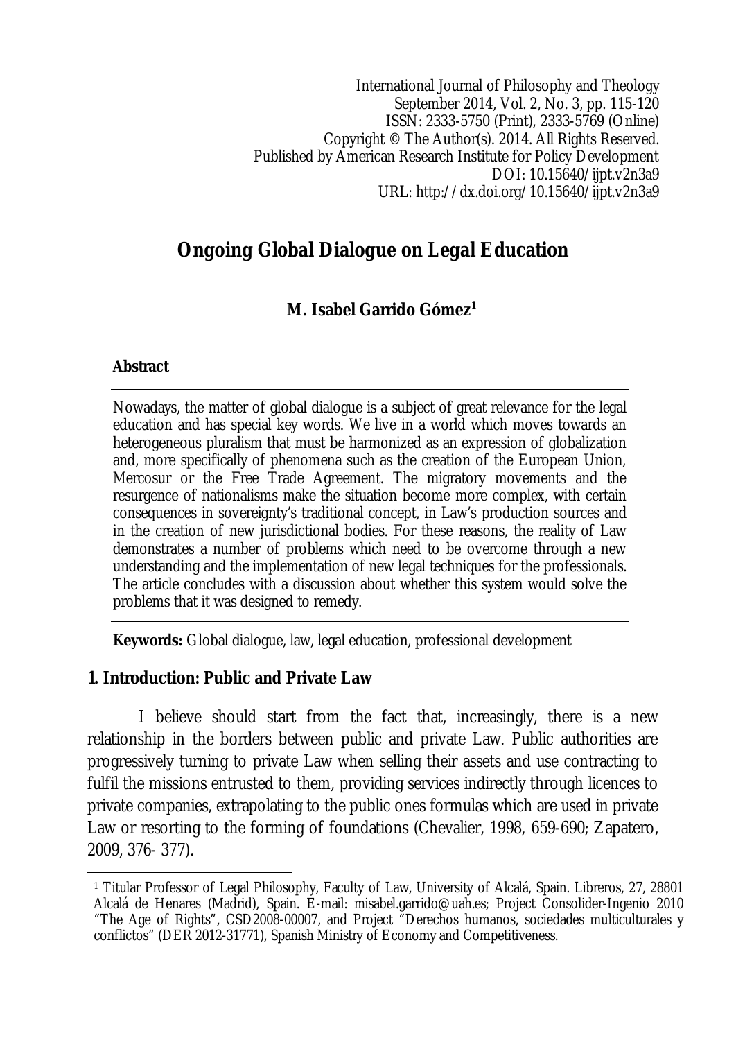International Journal of Philosophy and Theology
September 2014, Vol. 2, No. 3, pp. 115-120
ISSN: 2333-5750 (Print), 2333-5769 (Online)
Copyright © The Author(s). 2014. All Rights Reserved.
Published by American Research Institute for Policy Development
DOI: 10.15640/ijpt.v2n3a9
URL: http://dx.doi.org/10.15640/ijpt.v2n3a9

# Ongoing Global Dialogue on Legal Education

**M. Isabel Garrido Gómez[1]**

**Abstract**

Nowadays, the matter of global dialogue is a subject of great relevance for the legal education and has special key words. We live in a world which moves towards an heterogeneous pluralism that must be harmonized as an expression of globalization and, more specifically of phenomena such as the creation of the European Union, Mercosur or the Free Trade Agreement. The migratory movements and the resurgence of nationalisms make the situation become more complex, with certain consequences in sovereignty's traditional concept, in Law's production sources and in the creation of new jurisdictional bodies. For these reasons, the reality of Law demonstrates a number of problems which need to be overcome through a new understanding and the implementation of new legal techniques for the professionals. The article concludes with a discussion about whether this system would solve the problems that it was designed to remedy.

**Keywords:** Global dialogue, law, legal education, professional development

## 1. Introduction: Public and Private Law

I believe should start from the fact that, increasingly, there is a new relationship in the borders between public and private Law. Public authorities are progressively turning to private Law when selling their assets and use contracting to fulfil the missions entrusted to them, providing services indirectly through licences to private companies, extrapolating to the public ones formulas which are used in private Law or resorting to the forming of foundations (Chevalier, 1998, 659-690; Zapatero, 2009, 376- 377).

---

[1] Titular Professor of Legal Philosophy, Faculty of Law, University of Alcalá, Spain. Libreros, 27, 28801 Alcalá de Henares (Madrid), Spain. E-mail: misabel.garrido@uah.es; Project Consolider-Ingenio 2010 "The Age of Rights", CSD2008-00007, and Project "Derechos humanos, sociedades multiculturales y conflictos" (DER 2012-31771), Spanish Ministry of Economy and Competitiveness.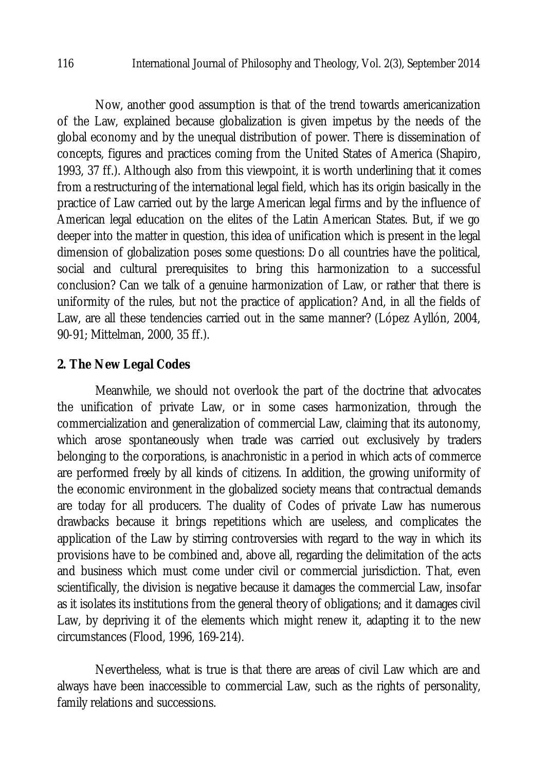Now, another good assumption is that of the trend towards americanization of the Law, explained because globalization is given impetus by the needs of the global economy and by the unequal distribution of power. There is dissemination of concepts, figures and practices coming from the United States of America (Shapiro, 1993, 37 ff.). Although also from this viewpoint, it is worth underlining that it comes from a restructuring of the international legal field, which has its origin basically in the practice of Law carried out by the large American legal firms and by the influence of American legal education on the elites of the Latin American States. But, if we go deeper into the matter in question, this idea of unification which is present in the legal dimension of globalization poses some questions: Do all countries have the political, social and cultural prerequisites to bring this harmonization to a successful conclusion? Can we talk of a genuine harmonization of Law, or rather that there is uniformity of the rules, but not the practice of application? And, in all the fields of Law, are all these tendencies carried out in the same manner? (López Ayllón, 2004, 90-91; Mittelman, 2000, 35 ff.).

## 2. The New Legal Codes

Meanwhile, we should not overlook the part of the doctrine that advocates the unification of private Law, or in some cases harmonization, through the commercialization and generalization of commercial Law, claiming that its autonomy, which arose spontaneously when trade was carried out exclusively by traders belonging to the corporations, is anachronistic in a period in which acts of commerce are performed freely by all kinds of citizens. In addition, the growing uniformity of the economic environment in the globalized society means that contractual demands are today for all producers. The duality of Codes of private Law has numerous drawbacks because it brings repetitions which are useless, and complicates the application of the Law by stirring controversies with regard to the way in which its provisions have to be combined and, above all, regarding the delimitation of the acts and business which must come under civil or commercial jurisdiction. That, even scientifically, the division is negative because it damages the commercial Law, insofar as it isolates its institutions from the general theory of obligations; and it damages civil Law, by depriving it of the elements which might renew it, adapting it to the new circumstances (Flood, 1996, 169-214).

Nevertheless, what is true is that there are areas of civil Law which are and always have been inaccessible to commercial Law, such as the rights of personality, family relations and successions.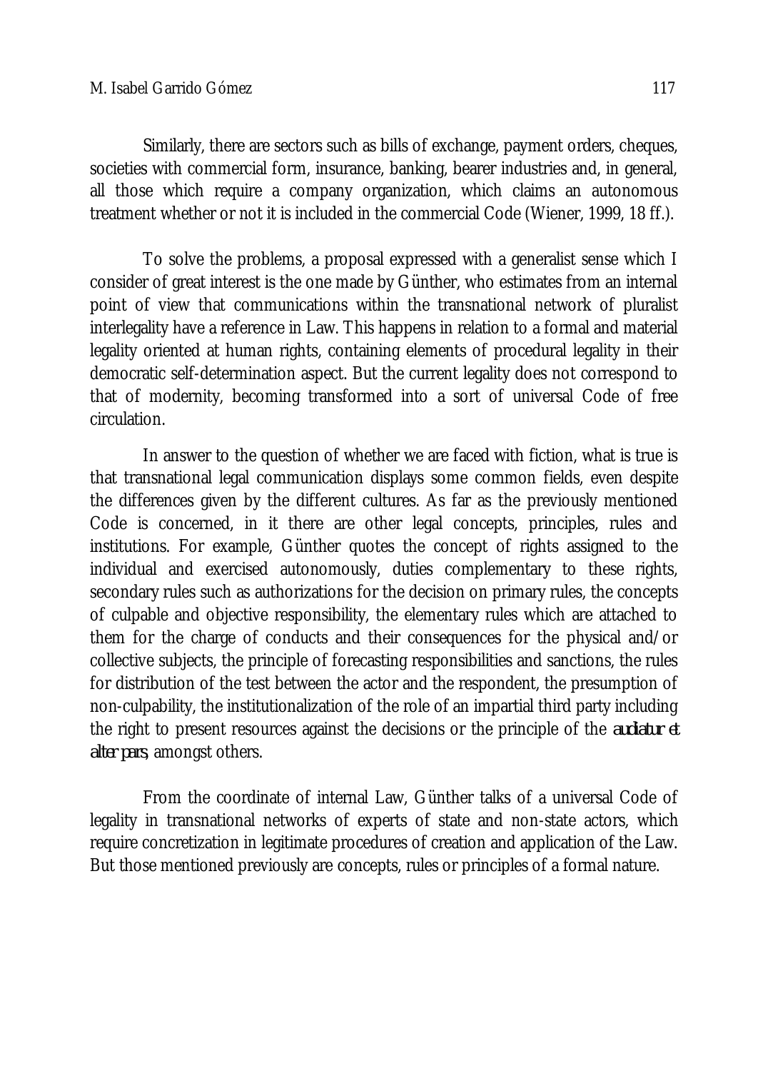Similarly, there are sectors such as bills of exchange, payment orders, cheques, societies with commercial form, insurance, banking, bearer industries and, in general, all those which require a company organization, which claims an autonomous treatment whether or not it is included in the commercial Code (Wiener, 1999, 18 ff.).

To solve the problems, a proposal expressed with a generalist sense which I consider of great interest is the one made by Günther, who estimates from an internal point of view that communications within the transnational network of pluralist interlegality have a reference in Law. This happens in relation to a formal and material legality oriented at human rights, containing elements of procedural legality in their democratic self-determination aspect. But the current legality does not correspond to that of modernity, becoming transformed into a sort of universal Code of free circulation.

In answer to the question of whether we are faced with fiction, what is true is that transnational legal communication displays some common fields, even despite the differences given by the different cultures. As far as the previously mentioned Code is concerned, in it there are other legal concepts, principles, rules and institutions. For example, Günther quotes the concept of rights assigned to the individual and exercised autonomously, duties complementary to these rights, secondary rules such as authorizations for the decision on primary rules, the concepts of culpable and objective responsibility, the elementary rules which are attached to them for the charge of conducts and their consequences for the physical and/or collective subjects, the principle of forecasting responsibilities and sanctions, the rules for distribution of the test between the actor and the respondent, the presumption of non-culpability, the institutionalization of the role of an impartial third party including the right to present resources against the decisions or the principle of the ***audiatur et alter pars***, amongst others.

From the coordinate of internal Law, Günther talks of a universal Code of legality in transnational networks of experts of state and non-state actors, which require concretization in legitimate procedures of creation and application of the Law. But those mentioned previously are concepts, rules or principles of a formal nature.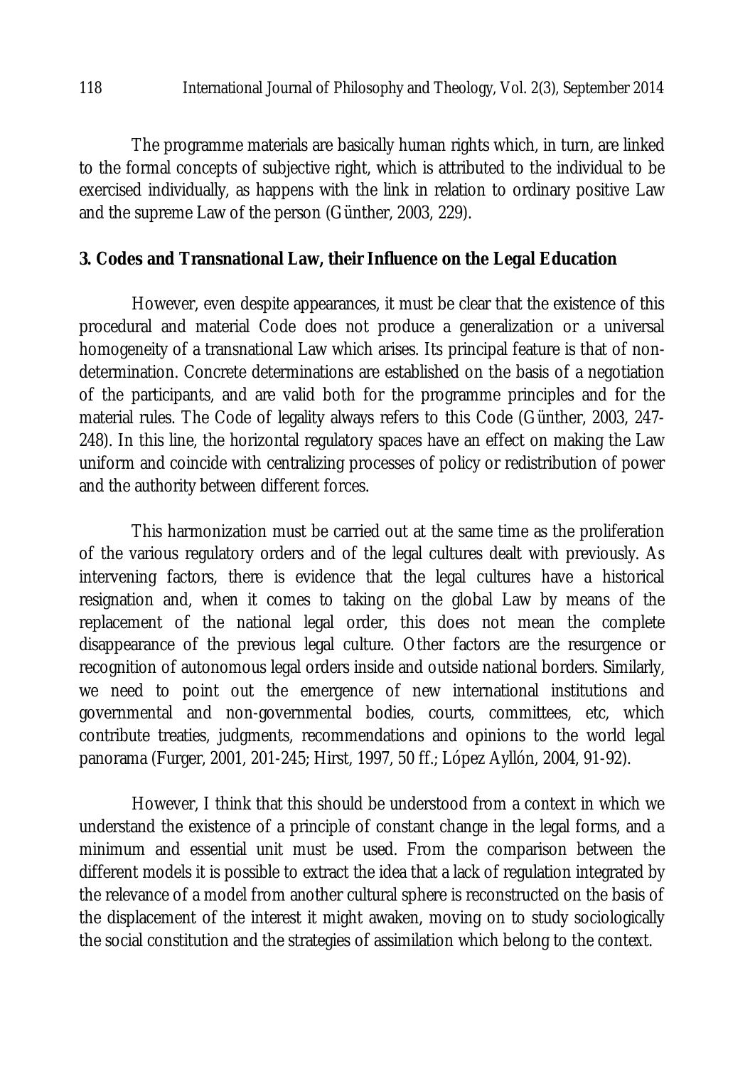The programme materials are basically human rights which, in turn, are linked to the formal concepts of subjective right, which is attributed to the individual to be exercised individually, as happens with the link in relation to ordinary positive Law and the supreme Law of the person (Günther, 2003, 229).

## 3. Codes and Transnational Law, their Influence on the Legal Education

However, even despite appearances, it must be clear that the existence of this procedural and material Code does not produce a generalization or a universal homogeneity of a transnational Law which arises. Its principal feature is that of non-determination. Concrete determinations are established on the basis of a negotiation of the participants, and are valid both for the programme principles and for the material rules. The Code of legality always refers to this Code (Günther, 2003, 247-248). In this line, the horizontal regulatory spaces have an effect on making the Law uniform and coincide with centralizing processes of policy or redistribution of power and the authority between different forces.

This harmonization must be carried out at the same time as the proliferation of the various regulatory orders and of the legal cultures dealt with previously. As intervening factors, there is evidence that the legal cultures have a historical resignation and, when it comes to taking on the global Law by means of the replacement of the national legal order, this does not mean the complete disappearance of the previous legal culture. Other factors are the resurgence or recognition of autonomous legal orders inside and outside national borders. Similarly, we need to point out the emergence of new international institutions and governmental and non-governmental bodies, courts, committees, etc, which contribute treaties, judgments, recommendations and opinions to the world legal panorama (Furger, 2001, 201-245; Hirst, 1997, 50 ff.; López Ayllón, 2004, 91-92).

However, I think that this should be understood from a context in which we understand the existence of a principle of constant change in the legal forms, and a minimum and essential unit must be used. From the comparison between the different models it is possible to extract the idea that a lack of regulation integrated by the relevance of a model from another cultural sphere is reconstructed on the basis of the displacement of the interest it might awaken, moving on to study sociologically the social constitution and the strategies of assimilation which belong to the context.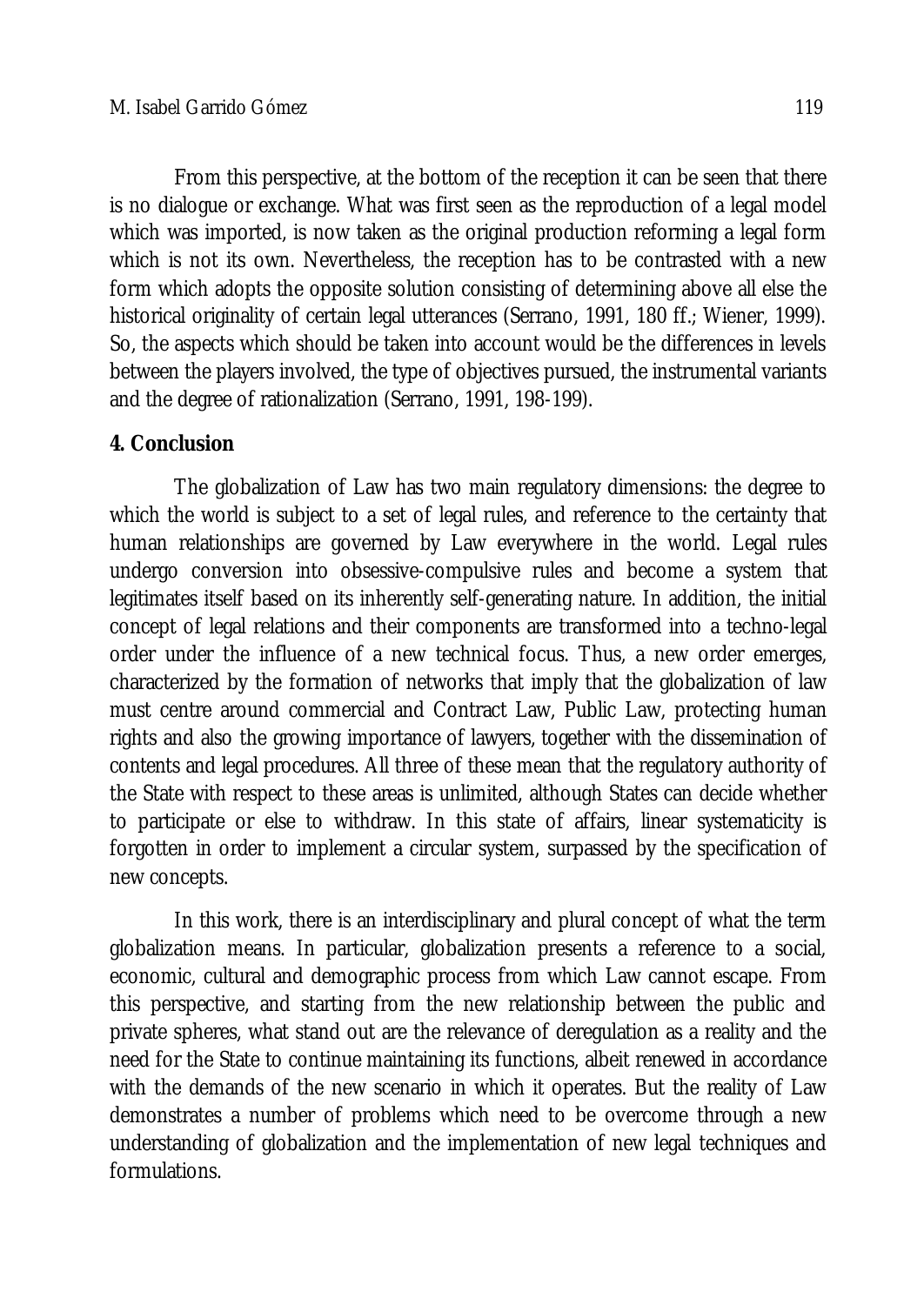From this perspective, at the bottom of the reception it can be seen that there is no dialogue or exchange. What was first seen as the reproduction of a legal model which was imported, is now taken as the original production reforming a legal form which is not its own. Nevertheless, the reception has to be contrasted with a new form which adopts the opposite solution consisting of determining above all else the historical originality of certain legal utterances (Serrano, 1991, 180 ff.; Wiener, 1999). So, the aspects which should be taken into account would be the differences in levels between the players involved, the type of objectives pursued, the instrumental variants and the degree of rationalization (Serrano, 1991, 198-199).

## 4. Conclusion

The globalization of Law has two main regulatory dimensions: the degree to which the world is subject to a set of legal rules, and reference to the certainty that human relationships are governed by Law everywhere in the world. Legal rules undergo conversion into obsessive-compulsive rules and become a system that legitimates itself based on its inherently self-generating nature. In addition, the initial concept of legal relations and their components are transformed into a techno-legal order under the influence of a new technical focus. Thus, a new order emerges, characterized by the formation of networks that imply that the globalization of law must centre around commercial and Contract Law, Public Law, protecting human rights and also the growing importance of lawyers, together with the dissemination of contents and legal procedures. All three of these mean that the regulatory authority of the State with respect to these areas is unlimited, although States can decide whether to participate or else to withdraw. In this state of affairs, linear systematicity is forgotten in order to implement a circular system, surpassed by the specification of new concepts.

In this work, there is an interdisciplinary and plural concept of what the term globalization means. In particular, globalization presents a reference to a social, economic, cultural and demographic process from which Law cannot escape. From this perspective, and starting from the new relationship between the public and private spheres, what stand out are the relevance of deregulation as a reality and the need for the State to continue maintaining its functions, albeit renewed in accordance with the demands of the new scenario in which it operates. But the reality of Law demonstrates a number of problems which need to be overcome through a new understanding of globalization and the implementation of new legal techniques and formulations.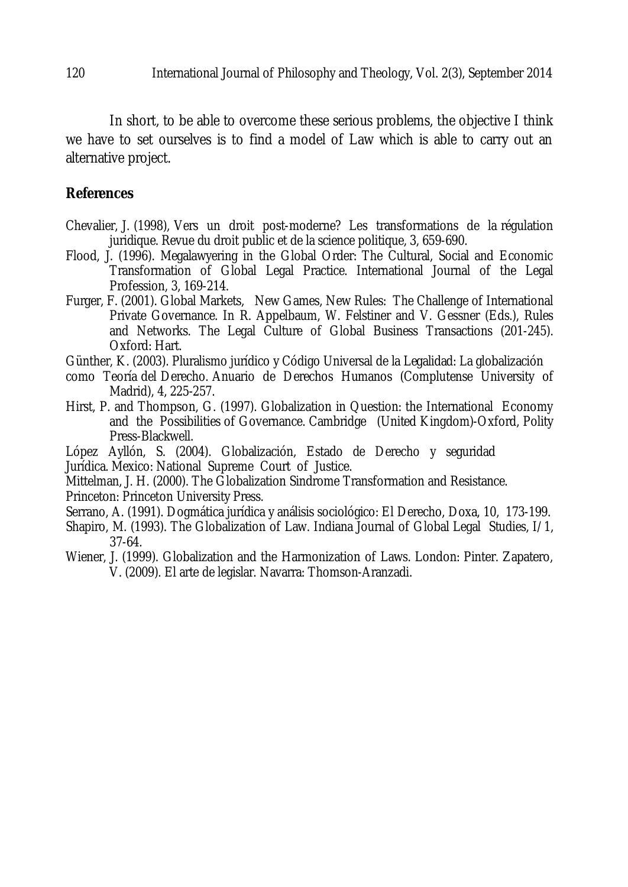In short, to be able to overcome these serious problems, the objective I think we have to set ourselves is to find a model of Law which is able to carry out an alternative project.

## References

Chevalier, J. (1998), Vers un droit post-moderne? Les transformations de la régulation juridique. Revue du droit public et de la science politique, 3, 659-690.

Flood, J. (1996). Megalawyering in the Global Order: The Cultural, Social and Economic Transformation of Global Legal Practice. International Journal of the Legal Profession, 3, 169-214.

Furger, F. (2001). Global Markets, New Games, New Rules: The Challenge of International Private Governance. In R. Appelbaum, W. Felstiner and V. Gessner (Eds.), Rules and Networks. The Legal Culture of Global Business Transactions (201-245). Oxford: Hart.

Günther, K. (2003). Pluralismo jurídico y Código Universal de la Legalidad: La globalización como Teoría del Derecho. Anuario de Derechos Humanos (Complutense University of Madrid), 4, 225-257.

Hirst, P. and Thompson, G. (1997). Globalization in Question: the International Economy and the Possibilities of Governance. Cambridge (United Kingdom)-Oxford, Polity Press-Blackwell.

López Ayllón, S. (2004). Globalización, Estado de Derecho y seguridad Jurídica. Mexico: National Supreme Court of Justice.

Mittelman, J. H. (2000). The Globalization Sindrome Transformation and Resistance. Princeton: Princeton University Press.

Serrano, A. (1991). Dogmática jurídica y análisis sociológico: El Derecho, Doxa, 10, 173-199.

Shapiro, M. (1993). The Globalization of Law. Indiana Journal of Global Legal Studies, I/1, 37-64.

Wiener, J. (1999). Globalization and the Harmonization of Laws. London: Pinter. Zapatero, V. (2009). El arte de legislar. Navarra: Thomson-Aranzadi.